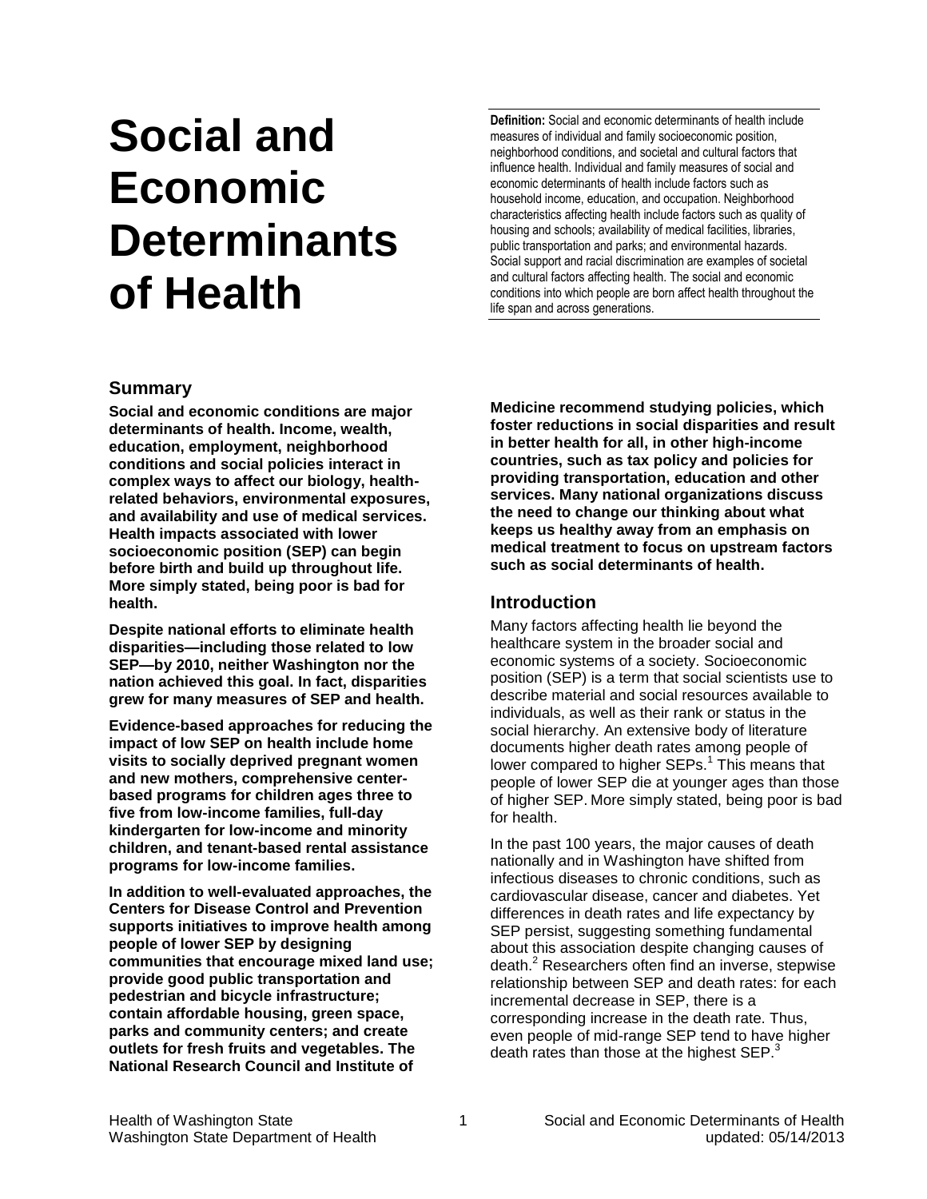# Social and Economic Determinants of Health

**Definition:** Social and economic determinants of health include measures of individual and family socioeconomic position, neighborhood conditions, and societal and cultural factors that influence health. Individual and family measures of social and economic determinants of health include factors such as household income, education, and occupation. Neighborhood characteristics affecting health include factors such as quality of housing and schools; availability of medical facilities, libraries, public transportation and parks; and environmental hazards. Social support and racial discrimination are examples of societal and cultural factors affecting health. The social and economic conditions into which people are born affect health throughout the life span and across generations.

## Summary

**Social and economic conditions are major determinants of health. Income, wealth, education, employment, neighborhood conditions and social policies interact in complex ways to affect our biology, health-related behaviors, environmental exposures, and availability and use of medical services. Health impacts associated with lower socioeconomic position (SEP) can begin before birth and build up throughout life. More simply stated, being poor is bad for health.**

**Despite national efforts to eliminate health disparities—including those related to low SEP—by 2010, neither Washington nor the nation achieved this goal. In fact, disparities grew for many measures of SEP and health.**

**Evidence-based approaches for reducing the impact of low SEP on health include home visits to socially deprived pregnant women and new mothers, comprehensive center-based programs for children ages three to five from low-income families, full-day kindergarten for low-income and minority children, and tenant-based rental assistance programs for low-income families.**

**In addition to well-evaluated approaches, the Centers for Disease Control and Prevention supports initiatives to improve health among people of lower SEP by designing communities that encourage mixed land use; provide good public transportation and pedestrian and bicycle infrastructure; contain affordable housing, green space, parks and community centers; and create outlets for fresh fruits and vegetables. The National Research Council and Institute of Medicine recommend studying policies, which foster reductions in social disparities and result in better health for all, in other high-income countries, such as tax policy and policies for providing transportation, education and other services. Many national organizations discuss the need to change our thinking about what keeps us healthy away from an emphasis on medical treatment to focus on upstream factors such as social determinants of health.**

## Introduction

Many factors affecting health lie beyond the healthcare system in the broader social and economic systems of a society. Socioeconomic position (SEP) is a term that social scientists use to describe material and social resources available to individuals, as well as their rank or status in the social hierarchy. An extensive body of literature documents higher death rates among people of lower compared to higher SEPs.[1] This means that people of lower SEP die at younger ages than those of higher SEP. More simply stated, being poor is bad for health.

In the past 100 years, the major causes of death nationally and in Washington have shifted from infectious diseases to chronic conditions, such as cardiovascular disease, cancer and diabetes. Yet differences in death rates and life expectancy by SEP persist, suggesting something fundamental about this association despite changing causes of death.[2] Researchers often find an inverse, stepwise relationship between SEP and death rates: for each incremental decrease in SEP, there is a corresponding increase in the death rate. Thus, even people of mid-range SEP tend to have higher death rates than those at the highest SEP.[3]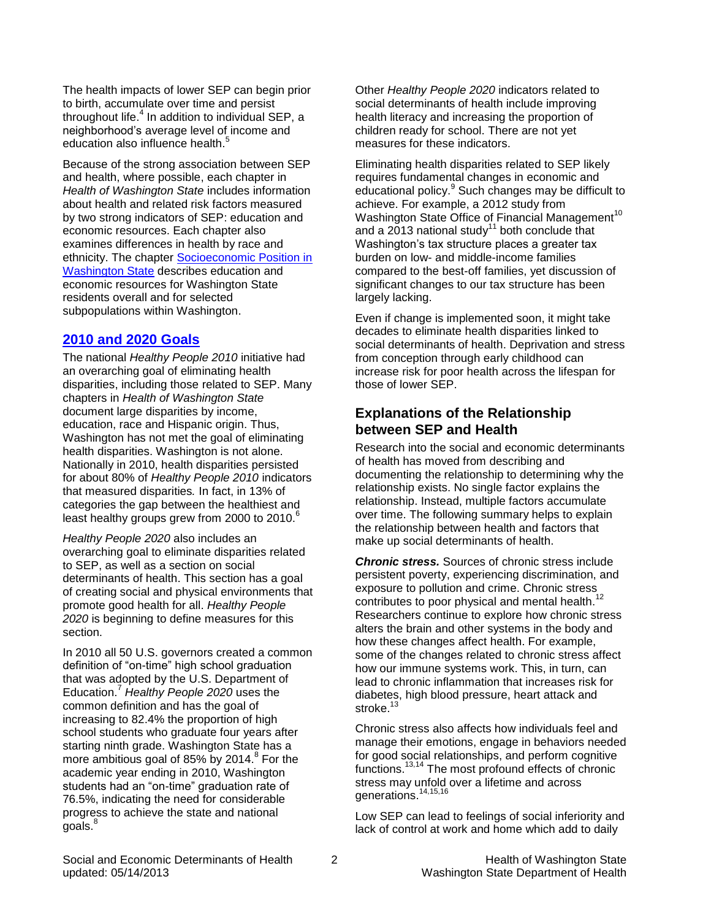The health impacts of lower SEP can begin prior to birth, accumulate over time and persist throughout life.[4] In addition to individual SEP, a neighborhood's average level of income and education also influence health.[5]

Because of the strong association between SEP and health, where possible, each chapter in *Health of Washington State* includes information about health and related risk factors measured by two strong indicators of SEP: education and economic resources. Each chapter also examines differences in health by race and ethnicity. The chapter Socioeconomic Position in Washington State describes education and economic resources for Washington State residents overall and for selected subpopulations within Washington.

## 2010 and 2020 Goals

The national *Healthy People 2010* initiative had an overarching goal of eliminating health disparities, including those related to SEP. Many chapters in *Health of Washington State* document large disparities by income, education, race and Hispanic origin. Thus, Washington has not met the goal of eliminating health disparities. Washington is not alone. Nationally in 2010, health disparities persisted for about 80% of *Healthy People 2010* indicators that measured disparities. In fact, in 13% of categories the gap between the healthiest and least healthy groups grew from 2000 to 2010.[6]

*Healthy People 2020* also includes an overarching goal to eliminate disparities related to SEP, as well as a section on social determinants of health. This section has a goal of creating social and physical environments that promote good health for all. *Healthy People 2020* is beginning to define measures for this section.

In 2010 all 50 U.S. governors created a common definition of "on-time" high school graduation that was adopted by the U.S. Department of Education.[7] *Healthy People 2020* uses the common definition and has the goal of increasing to 82.4% the proportion of high school students who graduate four years after starting ninth grade. Washington State has a more ambitious goal of 85% by 2014.[8] For the academic year ending in 2010, Washington students had an "on-time" graduation rate of 76.5%, indicating the need for considerable progress to achieve the state and national goals.[8]

Other *Healthy People 2020* indicators related to social determinants of health include improving health literacy and increasing the proportion of children ready for school. There are not yet measures for these indicators.

Eliminating health disparities related to SEP likely requires fundamental changes in economic and educational policy.[9] Such changes may be difficult to achieve. For example, a 2012 study from Washington State Office of Financial Management[10] and a 2013 national study[11] both conclude that Washington's tax structure places a greater tax burden on low- and middle-income families compared to the best-off families, yet discussion of significant changes to our tax structure has been largely lacking.

Even if change is implemented soon, it might take decades to eliminate health disparities linked to social determinants of health. Deprivation and stress from conception through early childhood can increase risk for poor health across the lifespan for those of lower SEP.

## Explanations of the Relationship between SEP and Health

Research into the social and economic determinants of health has moved from describing and documenting the relationship to determining why the relationship exists. No single factor explains the relationship. Instead, multiple factors accumulate over time. The following summary helps to explain the relationship between health and factors that make up social determinants of health.

***Chronic stress.*** Sources of chronic stress include persistent poverty, experiencing discrimination, and exposure to pollution and crime. Chronic stress contributes to poor physical and mental health.[12] Researchers continue to explore how chronic stress alters the brain and other systems in the body and how these changes affect health. For example, some of the changes related to chronic stress affect how our immune systems work. This, in turn, can lead to chronic inflammation that increases risk for diabetes, high blood pressure, heart attack and stroke.[13]

Chronic stress also affects how individuals feel and manage their emotions, engage in behaviors needed for good social relationships, and perform cognitive functions.[13,14] The most profound effects of chronic stress may unfold over a lifetime and across generations.[14,15,16]

Low SEP can lead to feelings of social inferiority and lack of control at work and home which add to daily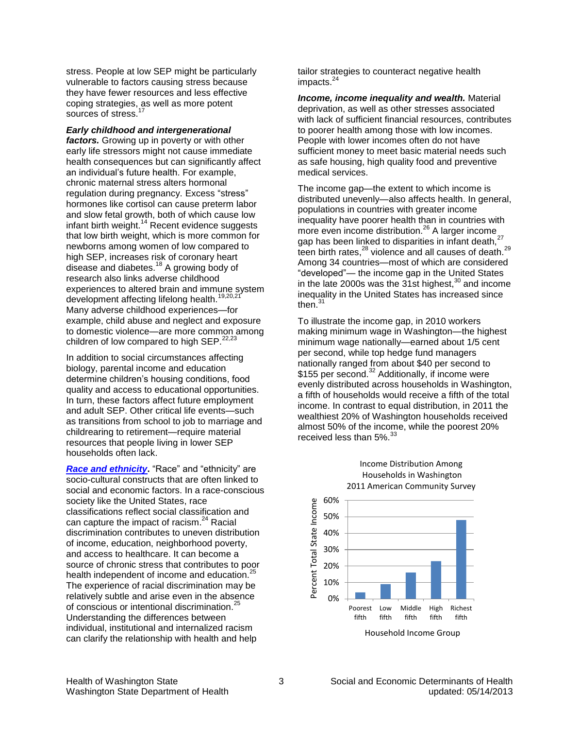stress. People at low SEP might be particularly vulnerable to factors causing stress because they have fewer resources and less effective coping strategies, as well as more potent sources of stress.[17]

***Early childhood and intergenerational factors.*** Growing up in poverty or with other early life stressors might not cause immediate health consequences but can significantly affect an individual's future health. For example, chronic maternal stress alters hormonal regulation during pregnancy. Excess "stress" hormones like cortisol can cause preterm labor and slow fetal growth, both of which cause low infant birth weight.[14] Recent evidence suggests that low birth weight, which is more common for newborns among women of low compared to high SEP, increases risk of coronary heart disease and diabetes.[18] A growing body of research also links adverse childhood experiences to altered brain and immune system development affecting lifelong health.[19,20,21] Many adverse childhood experiences—for example, child abuse and neglect and exposure to domestic violence—are more common among children of low compared to high SEP.[22,23]

In addition to social circumstances affecting biology, parental income and education determine children's housing conditions, food quality and access to educational opportunities. In turn, these factors affect future employment and adult SEP. Other critical life events—such as transitions from school to job to marriage and childrearing to retirement—require material resources that people living in lower SEP households often lack.

***Race and ethnicity*****.** "Race" and "ethnicity" are socio-cultural constructs that are often linked to social and economic factors. In a race-conscious society like the United States, race classifications reflect social classification and can capture the impact of racism.[24] Racial discrimination contributes to uneven distribution of income, education, neighborhood poverty, and access to healthcare. It can become a source of chronic stress that contributes to poor health independent of income and education.[25] The experience of racial discrimination may be relatively subtle and arise even in the absence of conscious or intentional discrimination.[25] Understanding the differences between individual, institutional and internalized racism can clarify the relationship with health and help tailor strategies to counteract negative health impacts.[24]

***Income, income inequality and wealth.*** Material deprivation, as well as other stresses associated with lack of sufficient financial resources, contributes to poorer health among those with low incomes. People with lower incomes often do not have sufficient money to meet basic material needs such as safe housing, high quality food and preventive medical services.

The income gap—the extent to which income is distributed unevenly—also affects health. In general, populations in countries with greater income inequality have poorer health than in countries with more even income distribution.[26] A larger income gap has been linked to disparities in infant death,[27] teen birth rates,[28] violence and all causes of death.[29] Among 34 countries—most of which are considered "developed"— the income gap in the United States in the late 2000s was the 31st highest,[30] and income inequality in the United States has increased since then.[31]

To illustrate the income gap, in 2010 workers making minimum wage in Washington—the highest minimum wage nationally—earned about 1/5 cent per second, while top hedge fund managers nationally ranged from about $40 per second to $155 per second.[32] Additionally, if income were evenly distributed across households in Washington, a fifth of households would receive a fifth of the total income. In contrast to equal distribution, in 2011 the wealthiest 20% of Washington households received almost 50% of the income, while the poorest 20% received less than 5%.[33]

Income Distribution Among Households in Washington
2011 American Community Survey

| Household Income Group | Percent Total State Income |
|---|---|
| Poorest fifth | ~4% |
| Low fifth | ~9% |
| Middle fifth | ~16% |
| High fifth | ~23% |
| Richest fifth | ~48% |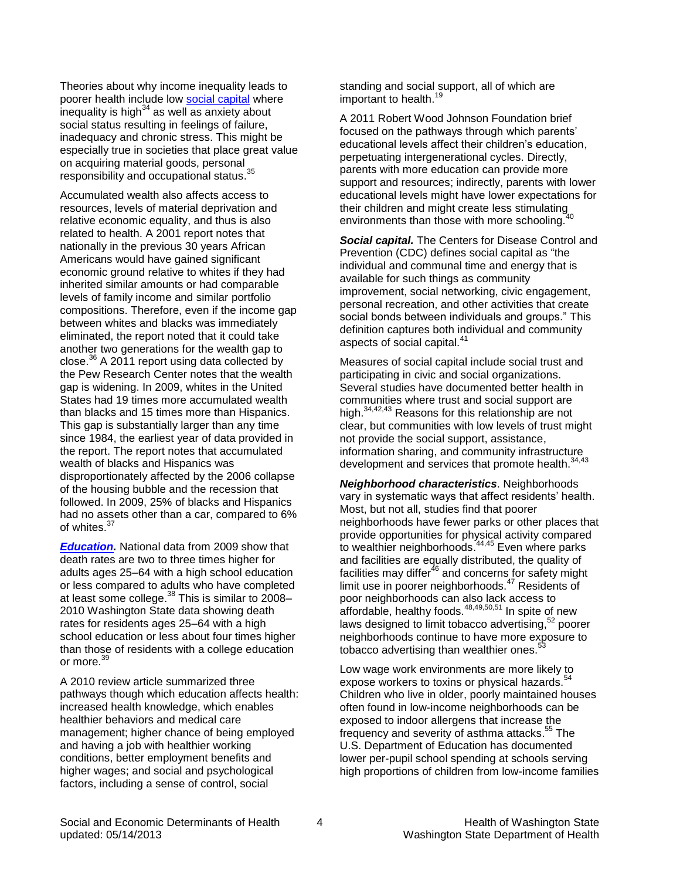Theories about why income inequality leads to poorer health include low social capital where inequality is high[34] as well as anxiety about social status resulting in feelings of failure, inadequacy and chronic stress. This might be especially true in societies that place great value on acquiring material goods, personal responsibility and occupational status.[35]

Accumulated wealth also affects access to resources, levels of material deprivation and relative economic equality, and thus is also related to health. A 2001 report notes that nationally in the previous 30 years African Americans would have gained significant economic ground relative to whites if they had inherited similar amounts or had comparable levels of family income and similar portfolio compositions. Therefore, even if the income gap between whites and blacks was immediately eliminated, the report noted that it could take another two generations for the wealth gap to close.[36] A 2011 report using data collected by the Pew Research Center notes that the wealth gap is widening. In 2009, whites in the United States had 19 times more accumulated wealth than blacks and 15 times more than Hispanics. This gap is substantially larger than any time since 1984, the earliest year of data provided in the report. The report notes that accumulated wealth of blacks and Hispanics was disproportionately affected by the 2006 collapse of the housing bubble and the recession that followed. In 2009, 25% of blacks and Hispanics had no assets other than a car, compared to 6% of whites.[37]

***Education.*** National data from 2009 show that death rates are two to three times higher for adults ages 25–64 with a high school education or less compared to adults who have completed at least some college.[38] This is similar to 2008–2010 Washington State data showing death rates for residents ages 25–64 with a high school education or less about four times higher than those of residents with a college education or more.[39]

A 2010 review article summarized three pathways though which education affects health: increased health knowledge, which enables healthier behaviors and medical care management; higher chance of being employed and having a job with healthier working conditions, better employment benefits and higher wages; and social and psychological factors, including a sense of control, social standing and social support, all of which are important to health.[19]

A 2011 Robert Wood Johnson Foundation brief focused on the pathways through which parents' educational levels affect their children's education, perpetuating intergenerational cycles. Directly, parents with more education can provide more support and resources; indirectly, parents with lower educational levels might have lower expectations for their children and might create less stimulating environments than those with more schooling.[40]

***Social capital.*** The Centers for Disease Control and Prevention (CDC) defines social capital as "the individual and communal time and energy that is available for such things as community improvement, social networking, civic engagement, personal recreation, and other activities that create social bonds between individuals and groups." This definition captures both individual and community aspects of social capital.[41]

Measures of social capital include social trust and participating in civic and social organizations. Several studies have documented better health in communities where trust and social support are high.[34,42,43] Reasons for this relationship are not clear, but communities with low levels of trust might not provide the social support, assistance, information sharing, and community infrastructure development and services that promote health.[34,43]

***Neighborhood characteristics***. Neighborhoods vary in systematic ways that affect residents' health. Most, but not all, studies find that poorer neighborhoods have fewer parks or other places that provide opportunities for physical activity compared to wealthier neighborhoods.[44,45] Even where parks and facilities are equally distributed, the quality of facilities may differ[46] and concerns for safety might limit use in poorer neighborhoods.[47] Residents of poor neighborhoods can also lack access to affordable, healthy foods.[48,49,50,51] In spite of new laws designed to limit tobacco advertising,[52] poorer neighborhoods continue to have more exposure to tobacco advertising than wealthier ones.[53]

Low wage work environments are more likely to expose workers to toxins or physical hazards.[54] Children who live in older, poorly maintained houses often found in low-income neighborhoods can be exposed to indoor allergens that increase the frequency and severity of asthma attacks.[55] The U.S. Department of Education has documented lower per-pupil school spending at schools serving high proportions of children from low-income families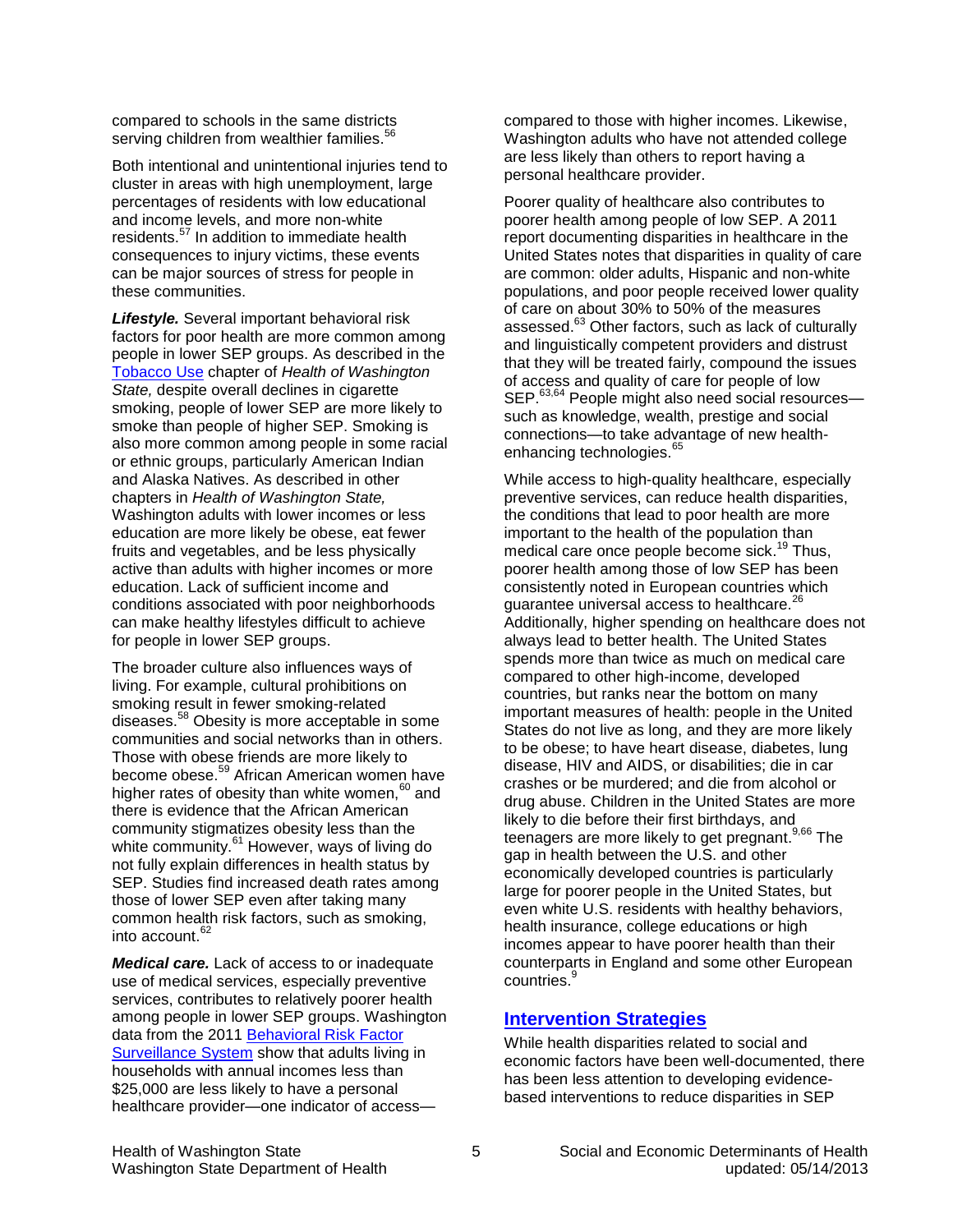compared to schools in the same districts serving children from wealthier families.[56]

Both intentional and unintentional injuries tend to cluster in areas with high unemployment, large percentages of residents with low educational and income levels, and more non-white residents.[57] In addition to immediate health consequences to injury victims, these events can be major sources of stress for people in these communities.

***Lifestyle.*** Several important behavioral risk factors for poor health are more common among people in lower SEP groups. As described in the Tobacco Use chapter of *Health of Washington State,* despite overall declines in cigarette smoking, people of lower SEP are more likely to smoke than people of higher SEP. Smoking is also more common among people in some racial or ethnic groups, particularly American Indian and Alaska Natives. As described in other chapters in *Health of Washington State,* Washington adults with lower incomes or less education are more likely be obese, eat fewer fruits and vegetables, and be less physically active than adults with higher incomes or more education. Lack of sufficient income and conditions associated with poor neighborhoods can make healthy lifestyles difficult to achieve for people in lower SEP groups.

The broader culture also influences ways of living. For example, cultural prohibitions on smoking result in fewer smoking-related diseases.[58] Obesity is more acceptable in some communities and social networks than in others. Those with obese friends are more likely to become obese.[59] African American women have higher rates of obesity than white women,[60] and there is evidence that the African American community stigmatizes obesity less than the white community.[61] However, ways of living do not fully explain differences in health status by SEP. Studies find increased death rates among those of lower SEP even after taking many common health risk factors, such as smoking, into account.[62]

***Medical care.*** Lack of access to or inadequate use of medical services, especially preventive services, contributes to relatively poorer health among people in lower SEP groups. Washington data from the 2011 Behavioral Risk Factor Surveillance System show that adults living in households with annual incomes less than $25,000 are less likely to have a personal healthcare provider—one indicator of access—compared to those with higher incomes. Likewise, Washington adults who have not attended college are less likely than others to report having a personal healthcare provider.

Poorer quality of healthcare also contributes to poorer health among people of low SEP. A 2011 report documenting disparities in healthcare in the United States notes that disparities in quality of care are common: older adults, Hispanic and non-white populations, and poor people received lower quality of care on about 30% to 50% of the measures assessed.[63] Other factors, such as lack of culturally and linguistically competent providers and distrust that they will be treated fairly, compound the issues of access and quality of care for people of low SEP.[63,64] People might also need social resources—such as knowledge, wealth, prestige and social connections—to take advantage of new health-enhancing technologies.[65]

While access to high-quality healthcare, especially preventive services, can reduce health disparities, the conditions that lead to poor health are more important to the health of the population than medical care once people become sick.[19] Thus, poorer health among those of low SEP has been consistently noted in European countries which guarantee universal access to healthcare.[26] Additionally, higher spending on healthcare does not always lead to better health. The United States spends more than twice as much on medical care compared to other high-income, developed countries, but ranks near the bottom on many important measures of health: people in the United States do not live as long, and they are more likely to be obese; to have heart disease, diabetes, lung disease, HIV and AIDS, or disabilities; die in car crashes or be murdered; and die from alcohol or drug abuse. Children in the United States are more likely to die before their first birthdays, and teenagers are more likely to get pregnant.[9,66] The gap in health between the U.S. and other economically developed countries is particularly large for poorer people in the United States, but even white U.S. residents with healthy behaviors, health insurance, college educations or high incomes appear to have poorer health than their counterparts in England and some other European countries.[9]

## Intervention Strategies

While health disparities related to social and economic factors have been well-documented, there has been less attention to developing evidence-based interventions to reduce disparities in SEP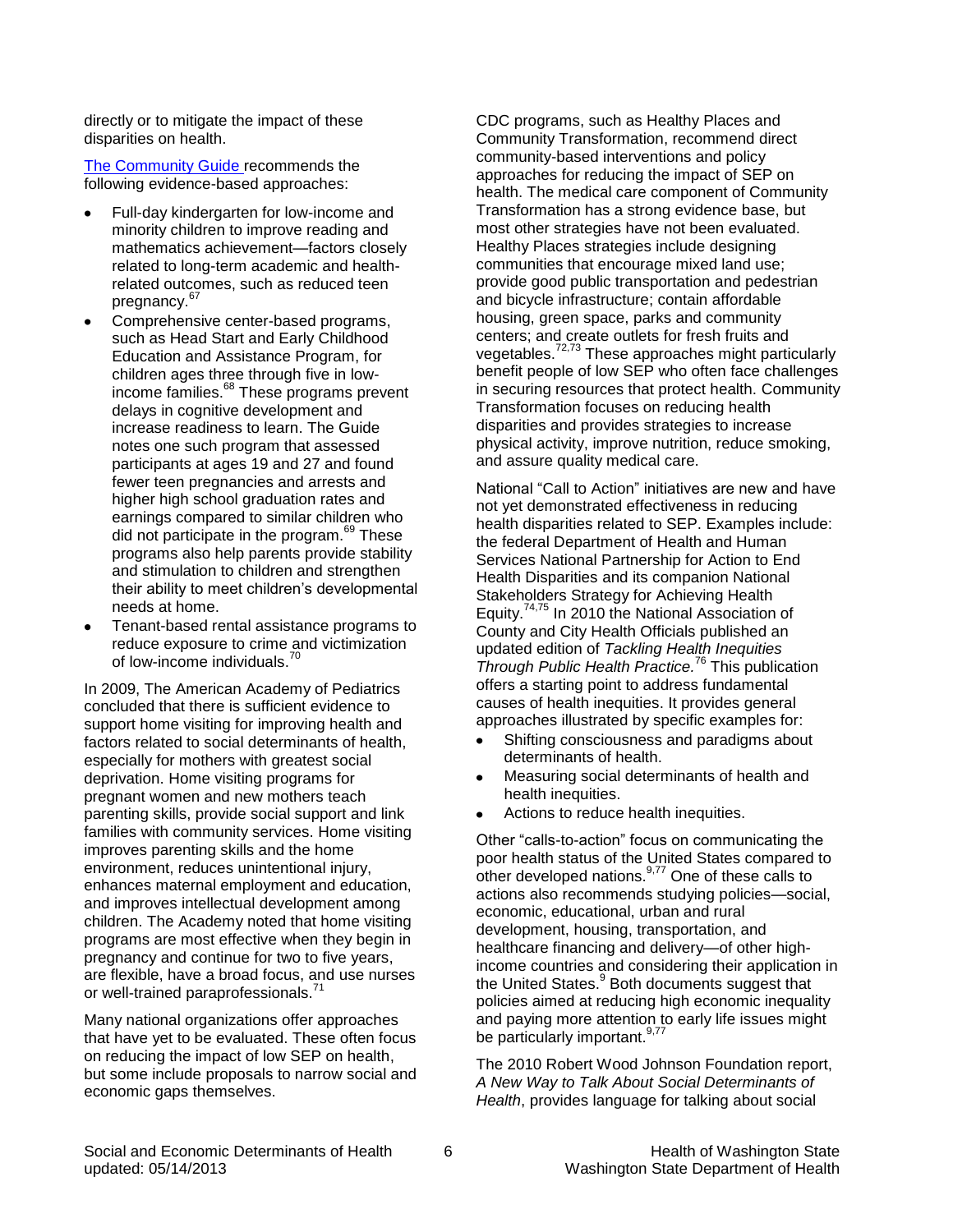directly or to mitigate the impact of these disparities on health.

The Community Guide recommends the following evidence-based approaches:

- Full-day kindergarten for low-income and minority children to improve reading and mathematics achievement—factors closely related to long-term academic and health-related outcomes, such as reduced teen pregnancy.[67]
- Comprehensive center-based programs, such as Head Start and Early Childhood Education and Assistance Program, for children ages three through five in low-income families.[68] These programs prevent delays in cognitive development and increase readiness to learn. The Guide notes one such program that assessed participants at ages 19 and 27 and found fewer teen pregnancies and arrests and higher high school graduation rates and earnings compared to similar children who did not participate in the program.[69] These programs also help parents provide stability and stimulation to children and strengthen their ability to meet children's developmental needs at home.
- Tenant-based rental assistance programs to reduce exposure to crime and victimization of low-income individuals.[70]

In 2009, The American Academy of Pediatrics concluded that there is sufficient evidence to support home visiting for improving health and factors related to social determinants of health, especially for mothers with greatest social deprivation. Home visiting programs for pregnant women and new mothers teach parenting skills, provide social support and link families with community services. Home visiting improves parenting skills and the home environment, reduces unintentional injury, enhances maternal employment and education, and improves intellectual development among children. The Academy noted that home visiting programs are most effective when they begin in pregnancy and continue for two to five years, are flexible, have a broad focus, and use nurses or well-trained paraprofessionals.[71]

Many national organizations offer approaches that have yet to be evaluated. These often focus on reducing the impact of low SEP on health, but some include proposals to narrow social and economic gaps themselves.

CDC programs, such as Healthy Places and Community Transformation, recommend direct community-based interventions and policy approaches for reducing the impact of SEP on health. The medical care component of Community Transformation has a strong evidence base, but most other strategies have not been evaluated. Healthy Places strategies include designing communities that encourage mixed land use; provide good public transportation and pedestrian and bicycle infrastructure; contain affordable housing, green space, parks and community centers; and create outlets for fresh fruits and vegetables.[72,73] These approaches might particularly benefit people of low SEP who often face challenges in securing resources that protect health. Community Transformation focuses on reducing health disparities and provides strategies to increase physical activity, improve nutrition, reduce smoking, and assure quality medical care.

National "Call to Action" initiatives are new and have not yet demonstrated effectiveness in reducing health disparities related to SEP. Examples include: the federal Department of Health and Human Services National Partnership for Action to End Health Disparities and its companion National Stakeholders Strategy for Achieving Health Equity.[74,75] In 2010 the National Association of County and City Health Officials published an updated edition of *Tackling Health Inequities Through Public Health Practice.*[76] This publication offers a starting point to address fundamental causes of health inequities. It provides general approaches illustrated by specific examples for:

- Shifting consciousness and paradigms about determinants of health.
- Measuring social determinants of health and health inequities.
- Actions to reduce health inequities.

Other "calls-to-action" focus on communicating the poor health status of the United States compared to other developed nations.[9,77] One of these calls to actions also recommends studying policies—social, economic, educational, urban and rural development, housing, transportation, and healthcare financing and delivery—of other high-income countries and considering their application in the United States.[9] Both documents suggest that policies aimed at reducing high economic inequality and paying more attention to early life issues might be particularly important.[9,77]

The 2010 Robert Wood Johnson Foundation report, *A New Way to Talk About Social Determinants of Health*, provides language for talking about social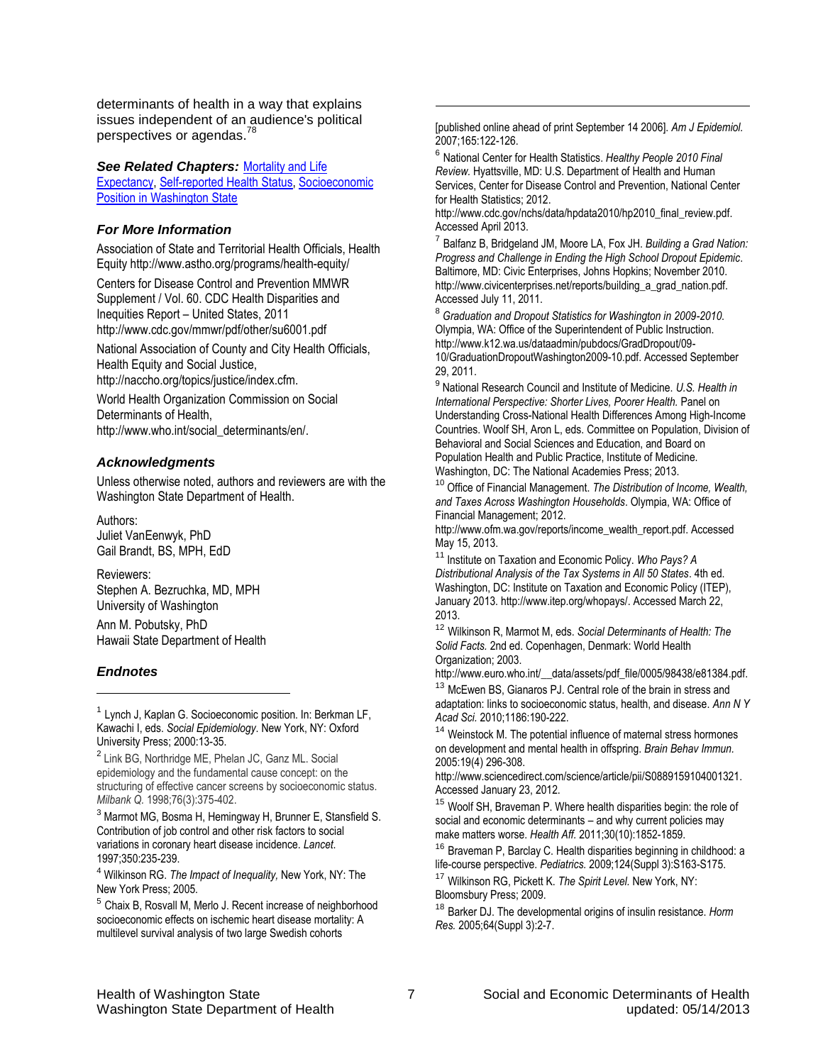determinants of health in a way that explains issues independent of an audience's political perspectives or agendas.[78]

***See Related Chapters:*** Mortality and Life Expectancy, Self-reported Health Status, Socioeconomic Position in Washington State

### *For More Information*

Association of State and Territorial Health Officials, Health Equity http://www.astho.org/programs/health-equity/

Centers for Disease Control and Prevention MMWR Supplement / Vol. 60. CDC Health Disparities and Inequities Report – United States, 2011 http://www.cdc.gov/mmwr/pdf/other/su6001.pdf

National Association of County and City Health Officials, Health Equity and Social Justice, http://naccho.org/topics/justice/index.cfm.

World Health Organization Commission on Social Determinants of Health, http://www.who.int/social_determinants/en/.

### *Acknowledgments*

Unless otherwise noted, authors and reviewers are with the Washington State Department of Health.

Authors:
Juliet VanEenwyk, PhD
Gail Brandt, BS, MPH, EdD

Reviewers:
Stephen A. Bezruchka, MD, MPH
University of Washington

Ann M. Pobutsky, PhD
Hawaii State Department of Health

### *Endnotes*

[1] Lynch J, Kaplan G. Socioeconomic position. In: Berkman LF, Kawachi I, eds. *Social Epidemiology*. New York, NY: Oxford University Press; 2000:13-35.

[2] Link BG, Northridge ME, Phelan JC, Ganz ML. Social epidemiology and the fundamental cause concept: on the structuring of effective cancer screens by socioeconomic status. *Milbank Q.* 1998;76(3):375-402.

[3] Marmot MG, Bosma H, Hemingway H, Brunner E, Stansfield S. Contribution of job control and other risk factors to social variations in coronary heart disease incidence. *Lancet.* 1997;350:235-239.

[4] Wilkinson RG. *The Impact of Inequality,* New York, NY: The New York Press; 2005.

[5] Chaix B, Rosvall M, Merlo J. Recent increase of neighborhood socioeconomic effects on ischemic heart disease mortality: A multilevel survival analysis of two large Swedish cohorts [published online ahead of print September 14 2006]. *Am J Epidemiol.* 2007;165:122-126.

[6] National Center for Health Statistics. *Healthy People 2010 Final Review.* Hyattsville, MD: U.S. Department of Health and Human Services, Center for Disease Control and Prevention, National Center for Health Statistics; 2012. http://www.cdc.gov/nchs/data/hpdata2010/hp2010_final_review.pdf. Accessed April 2013.

[7] Balfanz B, Bridgeland JM, Moore LA, Fox JH. *Building a Grad Nation: Progress and Challenge in Ending the High School Dropout Epidemic*. Baltimore, MD: Civic Enterprises, Johns Hopkins; November 2010. http://www.civicenterprises.net/reports/building_a_grad_nation.pdf. Accessed July 11, 2011.

[8] *Graduation and Dropout Statistics for Washington in 2009-2010.* Olympia, WA: Office of the Superintendent of Public Instruction. http://www.k12.wa.us/dataadmin/pubdocs/GradDropout/09-10/GraduationDropoutWashington2009-10.pdf. Accessed September 29, 2011.

[9] National Research Council and Institute of Medicine. *U.S. Health in International Perspective: Shorter Lives, Poorer Health.* Panel on Understanding Cross-National Health Differences Among High-Income Countries. Woolf SH, Aron L, eds. Committee on Population, Division of Behavioral and Social Sciences and Education, and Board on Population Health and Public Practice, Institute of Medicine. Washington, DC: The National Academies Press; 2013.

[10] Office of Financial Management. *The Distribution of Income, Wealth, and Taxes Across Washington Households*. Olympia, WA: Office of Financial Management; 2012. http://www.ofm.wa.gov/reports/income_wealth_report.pdf. Accessed May 15, 2013.

[11] Institute on Taxation and Economic Policy. *Who Pays? A Distributional Analysis of the Tax Systems in All 50 States*. 4th ed. Washington, DC: Institute on Taxation and Economic Policy (ITEP), January 2013. http://www.itep.org/whopays/. Accessed March 22, 2013.

[12] Wilkinson R, Marmot M, eds. *Social Determinants of Health: The Solid Facts.* 2nd ed. Copenhagen, Denmark: World Health Organization; 2003. http://www.euro.who.int/__data/assets/pdf_file/0005/98438/e81384.pdf.

[13] McEwen BS, Gianaros PJ. Central role of the brain in stress and adaptation: links to socioeconomic status, health, and disease. *Ann N Y Acad Sci.* 2010;1186:190-222.

[14] Weinstock M. The potential influence of maternal stress hormones on development and mental health in offspring. *Brain Behav Immun.* 2005:19(4) 296-308. http://www.sciencedirect.com/science/article/pii/S0889159104001321. Accessed January 23, 2012.

[15] Woolf SH, Braveman P. Where health disparities begin: the role of social and economic determinants – and why current policies may make matters worse. *Health Aff.* 2011;30(10):1852-1859.

[16] Braveman P, Barclay C. Health disparities beginning in childhood: a life-course perspective. *Pediatrics.* 2009;124(Suppl 3):S163-S175.

[17] Wilkinson RG, Pickett K. *The Spirit Level.* New York, NY: Bloomsbury Press; 2009.

[18] Barker DJ. The developmental origins of insulin resistance. *Horm Res.* 2005;64(Suppl 3):2-7.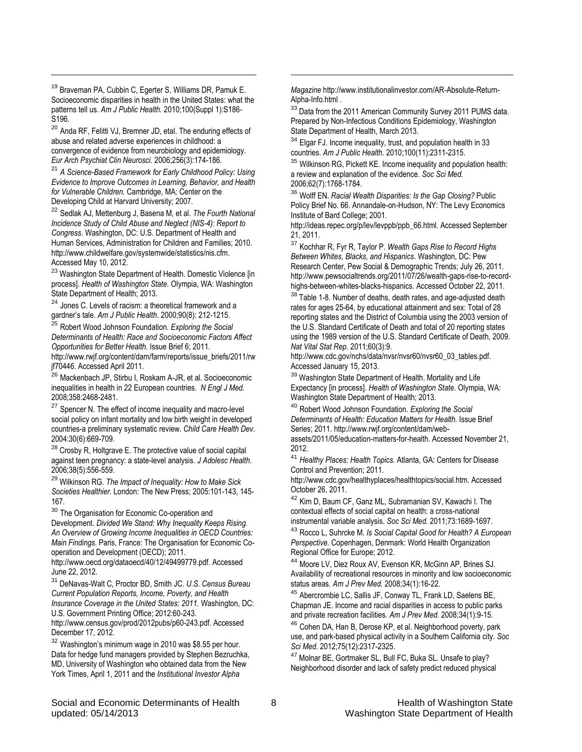[19] Braveman PA, Cubbin C, Egerter S, Williams DR, Pamuk E. Socioeconomic disparities in health in the United States: what the patterns tell us. *Am J Public Health.* 2010;100(Suppl 1):S186-S196.

[20] Anda RF, Felitti VJ, Bremner JD, etal. The enduring effects of abuse and related adverse experiences in childhood: a convergence of evidence from neurobiology and epidemiology. *Eur Arch Psychiat Clin Neurosci.* 2006;256(3):174-186.

[21] *A Science-Based Framework for Early Childhood Policy: Using Evidence to Improve Outcomes in Learning, Behavior, and Health for Vulnerable Children.* Cambridge, MA: Center on the Developing Child at Harvard University; 2007.

[22] Sedlak AJ, Mettenburg J, Basena M, et al. *The Fourth National Incidence Study of Child Abuse and Neglect (NIS-4): Report to Congress.* Washington, DC: U.S. Department of Health and Human Services, Administration for Children and Families; 2010. http://www.childwelfare.gov/systemwide/statistics/nis.cfm. Accessed May 10, 2012.

[23] Washington State Department of Health. Domestic Violence [in process]. *Health of Washington State.* Olympia, WA: Washington State Department of Health; 2013.

[24] Jones C. Levels of racism: a theoretical framework and a gardner's tale. *Am J Public Health*. 2000;90(8): 212-1215.

[25] Robert Wood Johnson Foundation. *Exploring the Social Determinants of Health: Race and Socioeconomic Factors Affect Opportunities for Better Health.* Issue Brief 6; 2011. http://www.rwjf.org/content/dam/farm/reports/issue_briefs/2011/rwjf70446. Accessed April 2011.

[26] Mackenbach JP, Stirbu I, Roskam A-JR, et al. Socioeconomic inequalities in health in 22 European countries. *N Engl J Med.* 2008;358:2468-2481.

[27] Spencer N. The effect of income inequality and macro-level social policy on infant mortality and low birth weight in developed countries-a preliminary systematic review. *Child Care Health Dev*. 2004:30(6):669-709.

[28] Crosby R, Holtgrave E. The protective value of social capital against teen pregnancy: a state-level analysis. *J Adolesc Health*. 2006;38(5):556-559.

[29] Wilkinson RG. *The Impact of Inequality: How to Make Sick Societies Healthier.* London: The New Press; 2005:101-143, 145-167.

[30] The Organisation for Economic Co-operation and Development. *Divided We Stand: Why Inequality Keeps Rising. An Overview of Growing Income Inequalities in OECD Countries: Main Findings*. Paris, France: The Organisation for Economic Co-operation and Development (OECD); 2011. http://www.oecd.org/dataoecd/40/12/49499779.pdf. Accessed June 22, 2012.

[31] DeNavas-Walt C, Proctor BD, Smith JC. *U.S. Census Bureau Current Population Reports, Income, Poverty, and Health Insurance Coverage in the United States: 2011.* Washington, DC: U.S. Government Printing Office; 2012:60-243. http://www.census.gov/prod/2012pubs/p60-243.pdf. Accessed December 17, 2012.

[32] Washington's minimum wage in 2010 was $8.55 per hour. Data for hedge fund managers provided by Stephen Bezruchka, MD, University of Washington who obtained data from the New York Times, April 1, 2011 and the *Institutional Investor Alpha Magazine* http://www.institutionalinvestor.com/AR-Absolute-Return-Alpha-Info.html .

[33] Data from the 2011 American Community Survey 2011 PUMS data. Prepared by Non-Infectious Conditions Epidemiology, Washington State Department of Health, March 2013.

[34] Elgar FJ. Income inequality, trust, and population health in 33 countries. *Am J Public Health*. 2010;100(11):2311-2315.

[35] Wilkinson RG, Pickett KE. Income inequality and population health: a review and explanation of the evidence. *Soc Sci Med.* 2006;62(7):1768-1784.

[36] Wolff EN. *Racial Wealth Disparities: Is the Gap Closing?* Public Policy Brief No. 66. Annandale-on-Hudson, NY: The Levy Economics Institute of Bard College; 2001. http://ideas.repec.org/p/lev/levppb/ppb_66.html. Accessed September 21, 2011.

[37] Kochhar R, Fyr R, Taylor P. *Wealth Gaps Rise to Record Highs Between Whites, Blacks, and Hispanics*. Washington, DC: Pew Research Center, Pew Social & Demographic Trends; July 26, 2011. http://www.pewsocialtrends.org/2011/07/26/wealth-gaps-rise-to-record-highs-between-whites-blacks-hispanics. Accessed October 22, 2011.

[38] Table 1-8. Number of deaths, death rates, and age-adjusted death rates for ages 25-64, by educational attainment and sex: Total of 28 reporting states and the District of Columbia using the 2003 version of the U.S. Standard Certificate of Death and total of 20 reporting states using the 1989 version of the U.S. Standard Certificate of Death, 2009. *Nat Vital Stat Rep*. 2011;60(3):9. http://www.cdc.gov/nchs/data/nvsr/nvsr60/nvsr60_03_tables.pdf. Accessed January 15, 2013.

[39] Washington State Department of Health. Mortality and Life Expectancy [in process]. *Health of Washington State*. Olympia, WA: Washington State Department of Health; 2013.

[40] Robert Wood Johnson Foundation. *Exploring the Social Determinants of Health: Education Matters for Health.* Issue Brief Series; 2011. http://www.rwjf.org/content/dam/web-assets/2011/05/education-matters-for-health. Accessed November 21, 2012.

[41] *Healthy Places: Health Topics.* Atlanta, GA: Centers for Disease Control and Prevention; 2011. http://www.cdc.gov/healthyplaces/healthtopics/social.htm. Accessed October 26, 2011.

[42] Kim D, Baum CF, Ganz ML, Subramanian SV, Kawachi I. The contextual effects of social capital on health: a cross-national instrumental variable analysis. *Soc Sci Med.* 2011;73:1689-1697.

[43] Rocco L, Suhrcke M. *Is Social Capital Good for Health? A European Perspective.* Copenhagen, Denmark: World Health Organization Regional Office for Europe; 2012.

[44] Moore LV, Diez Roux AV, Evenson KR, McGinn AP, Brines SJ. Availability of recreational resources in minority and low socioeconomic status areas. *Am J Prev Med.* 2008;34(1):16-22.

[45] Abercrombie LC, Sallis JF, Conway TL, Frank LD, Saelens BE, Chapman JE. Income and racial disparities in access to public parks and private recreation facilities. *Am J Prev Med.* 2008;34(1):9-15.

[46] Cohen DA, Han B, Derose KP, et al. Neighborhood poverty, park use, and park-based physical activity in a Southern California city. *Soc Sci Med.* 2012;75(12):2317-2325.

[47] Molnar BE, Gortmaker SL, Bull FC, Buka SL. Unsafe to play? Neighborhood disorder and lack of safety predict reduced physical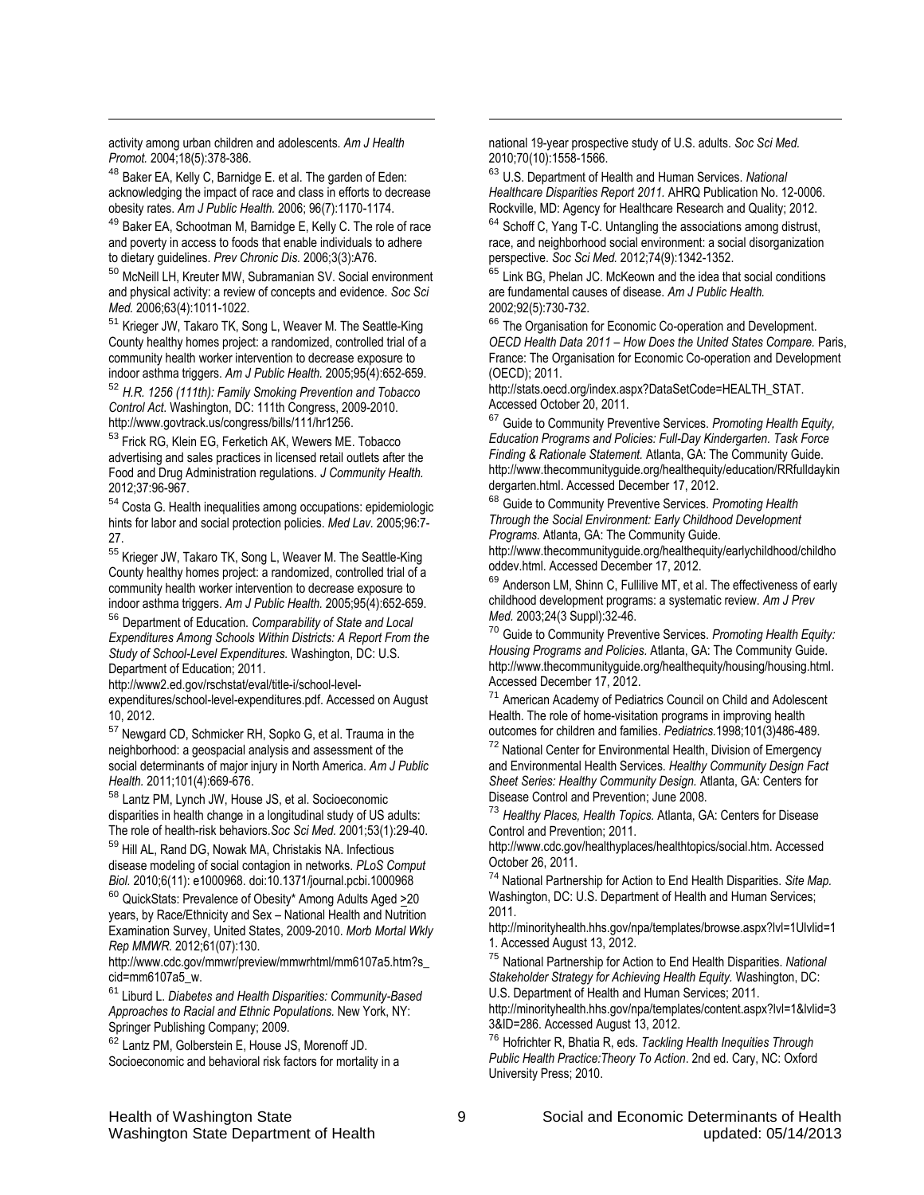activity among urban children and adolescents. *Am J Health Promot.* 2004;18(5):378-386.

[48] Baker EA, Kelly C, Barnidge E. et al. The garden of Eden: acknowledging the impact of race and class in efforts to decrease obesity rates. *Am J Public Health.* 2006; 96(7):1170-1174.

[49] Baker EA, Schootman M, Barnidge E, Kelly C. The role of race and poverty in access to foods that enable individuals to adhere to dietary guidelines. *Prev Chronic Dis.* 2006;3(3):A76.

[50] McNeill LH, Kreuter MW, Subramanian SV. Social environment and physical activity: a review of concepts and evidence. *Soc Sci Med.* 2006;63(4):1011-1022.

[51] Krieger JW, Takaro TK, Song L, Weaver M. The Seattle-King County healthy homes project: a randomized, controlled trial of a community health worker intervention to decrease exposure to indoor asthma triggers. *Am J Public Health.* 2005;95(4):652-659.

[52] *H.R. 1256 (111th): Family Smoking Prevention and Tobacco Control Act*. Washington, DC: 111th Congress, 2009-2010. http://www.govtrack.us/congress/bills/111/hr1256.

[53] Frick RG, Klein EG, Ferketich AK, Wewers ME. Tobacco advertising and sales practices in licensed retail outlets after the Food and Drug Administration regulations. *J Community Health.* 2012;37:96-967.

[54] Costa G. Health inequalities among occupations: epidemiologic hints for labor and social protection policies. *Med Lav.* 2005;96:7-27.

[55] Krieger JW, Takaro TK, Song L, Weaver M. The Seattle-King County healthy homes project: a randomized, controlled trial of a community health worker intervention to decrease exposure to indoor asthma triggers. *Am J Public Health.* 2005;95(4):652-659.

[56] Department of Education. *Comparability of State and Local Expenditures Among Schools Within Districts: A Report From the Study of School-Level Expenditures.* Washington, DC: U.S. Department of Education; 2011. http://www2.ed.gov/rschstat/eval/title-i/school-level-expenditures/school-level-expenditures.pdf. Accessed on August 10, 2012.

[57] Newgard CD, Schmicker RH, Sopko G, et al. Trauma in the neighborhood: a geospacial analysis and assessment of the social determinants of major injury in North America. *Am J Public Health.* 2011;101(4):669-676.

[58] Lantz PM, Lynch JW, House JS, et al. Socioeconomic disparities in health change in a longitudinal study of US adults: The role of health-risk behaviors.*Soc Sci Med.* 2001;53(1):29-40.

[59] Hill AL, Rand DG, Nowak MA, Christakis NA. Infectious disease modeling of social contagion in networks. *PLoS Comput Biol.* 2010;6(11): e1000968. doi:10.1371/journal.pcbi.1000968

[60] QuickStats: Prevalence of Obesity* Among Adults Aged ≥20 years, by Race/Ethnicity and Sex – National Health and Nutrition Examination Survey, United States, 2009-2010. *Morb Mortal Wkly Rep MMWR.* 2012;61(07):130. http://www.cdc.gov/mmwr/preview/mmwrhtml/mm6107a5.htm?s_cid=mm6107a5_w.

[61] Liburd L. *Diabetes and Health Disparities: Community-Based Approaches to Racial and Ethnic Populations.* New York, NY: Springer Publishing Company; 2009.

[62] Lantz PM, Golberstein E, House JS, Morenoff JD. Socioeconomic and behavioral risk factors for mortality in a national 19-year prospective study of U.S. adults. *Soc Sci Med.* 2010;70(10):1558-1566.

[63] U.S. Department of Health and Human Services. *National Healthcare Disparities Report 2011.* AHRQ Publication No. 12-0006. Rockville, MD: Agency for Healthcare Research and Quality; 2012.

[64] Schoff C, Yang T-C. Untangling the associations among distrust, race, and neighborhood social environment: a social disorganization perspective. *Soc Sci Med.* 2012;74(9):1342-1352.

[65] Link BG, Phelan JC. McKeown and the idea that social conditions are fundamental causes of disease. *Am J Public Health.* 2002;92(5):730-732.

[66] The Organisation for Economic Co-operation and Development. *OECD Health Data 2011 – How Does the United States Compare.* Paris, France: The Organisation for Economic Co-operation and Development (OECD); 2011. http://stats.oecd.org/index.aspx?DataSetCode=HEALTH_STAT. Accessed October 20, 2011.

[67] Guide to Community Preventive Services. *Promoting Health Equity, Education Programs and Policies: Full-Day Kindergarten. Task Force Finding & Rationale Statement.* Atlanta, GA: The Community Guide. http://www.thecommunityguide.org/healthequity/education/RRfulldaykindergarten.html. Accessed December 17, 2012.

[68] Guide to Community Preventive Services. *Promoting Health Through the Social Environment: Early Childhood Development Programs.* Atlanta, GA: The Community Guide. http://www.thecommunityguide.org/healthequity/earlychildhood/childhooddev.html. Accessed December 17, 2012.

[69] Anderson LM, Shinn C, Fullilive MT, et al. The effectiveness of early childhood development programs: a systematic review. *Am J Prev Med.* 2003;24(3 Suppl):32-46.

[70] Guide to Community Preventive Services. *Promoting Health Equity: Housing Programs and Policies.* Atlanta, GA: The Community Guide. http://www.thecommunityguide.org/healthequity/housing/housing.html. Accessed December 17, 2012.

[71] American Academy of Pediatrics Council on Child and Adolescent Health. The role of home-visitation programs in improving health outcomes for children and families. *Pediatrics.*1998;101(3)486-489.

[72] National Center for Environmental Health, Division of Emergency and Environmental Health Services. *Healthy Community Design Fact Sheet Series: Healthy Community Design.* Atlanta, GA: Centers for Disease Control and Prevention; June 2008.

[73] *Healthy Places, Health Topics.* Atlanta, GA: Centers for Disease Control and Prevention; 2011. http://www.cdc.gov/healthyplaces/healthtopics/social.htm. Accessed October 26, 2011.

[74] National Partnership for Action to End Health Disparities. *Site Map.* Washington, DC: U.S. Department of Health and Human Services; 2011. http://minorityhealth.hhs.gov/npa/templates/browse.aspx?lvl=1Ulvlid=11. Accessed August 13, 2012.

[75] National Partnership for Action to End Health Disparities. *National Stakeholder Strategy for Achieving Health Equity.* Washington, DC: U.S. Department of Health and Human Services; 2011. http://minorityhealth.hhs.gov/npa/templates/content.aspx?lvl=1&lvlid=33&ID=286. Accessed August 13, 2012.

[76] Hofrichter R, Bhatia R, eds. *Tackling Health Inequities Through Public Health Practice:Theory To Action*. 2nd ed. Cary, NC: Oxford University Press; 2010.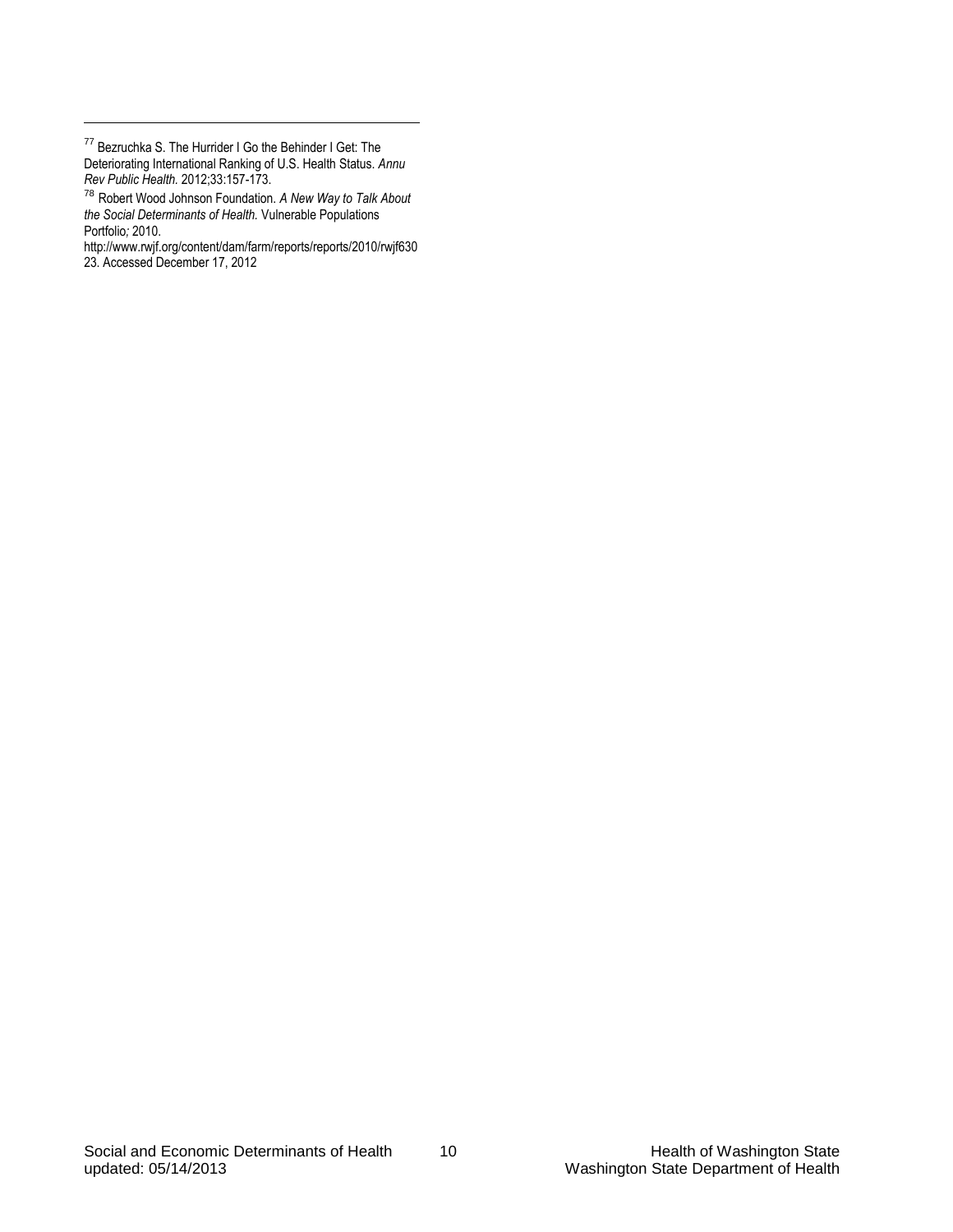[77] Bezruchka S. The Hurrider I Go the Behinder I Get: The Deteriorating International Ranking of U.S. Health Status. *Annu Rev Public Health.* 2012;33:157-173.

[78] Robert Wood Johnson Foundation. *A New Way to Talk About the Social Determinants of Health.* Vulnerable Populations Portfolio*;* 2010. http://www.rwjf.org/content/dam/farm/reports/reports/2010/rwjf63023. Accessed December 17, 2012